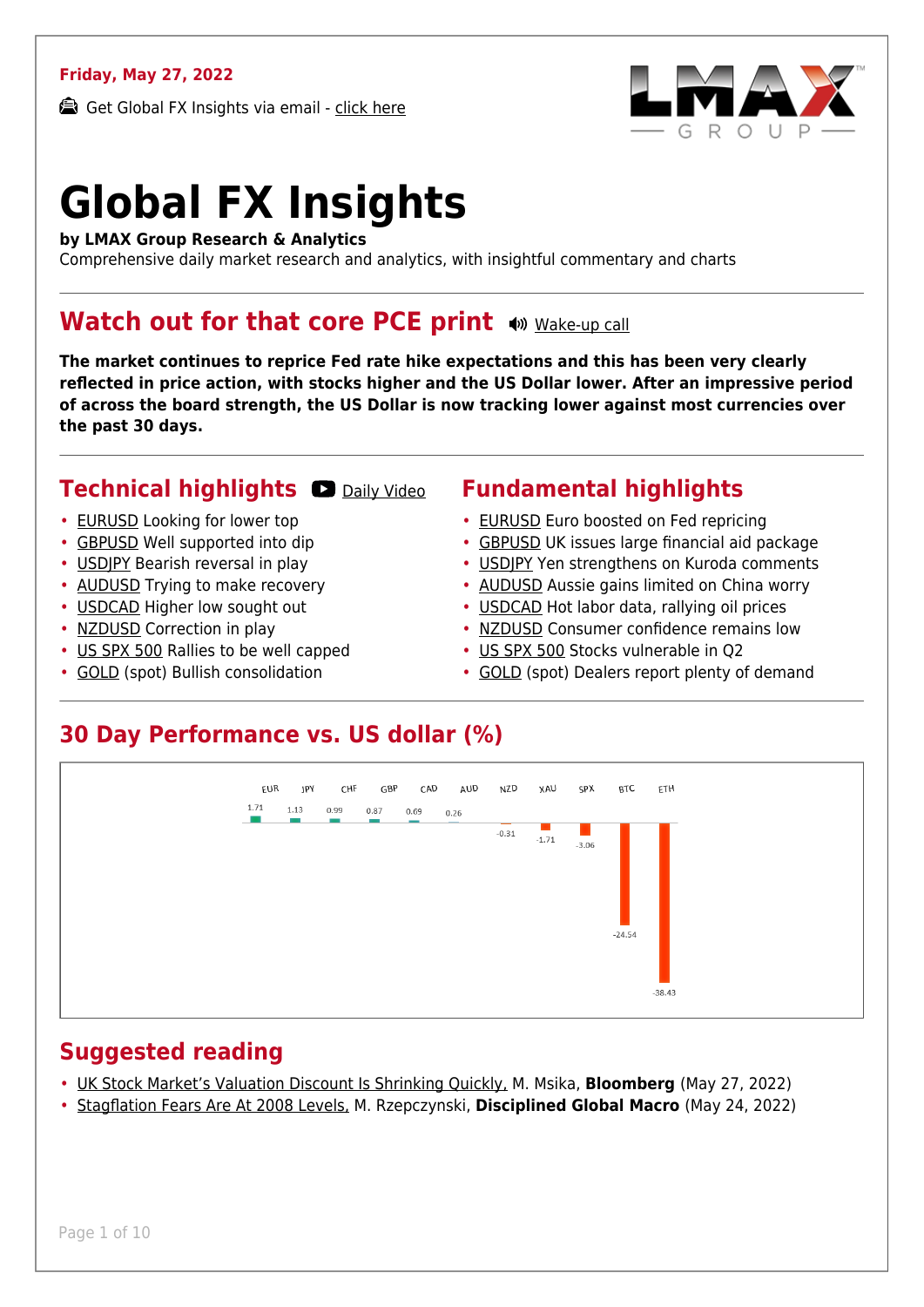**Friday, May 27, 2022**

Get Global FX Insights via email - click here

# Global FX Insights

**by LMAX Group Research & Analytics**

Comprehensive daily market research and analytics, with insightful commentary and charts

## Watch out for that core PCE print

Wake-up call

**The market continues to reprice Fed rate hike expectations and this has been very clearly reflected in price action, with stocks higher and the US Dollar lower. After an impressive period of across the board strength, the US Dollar is now tracking lower against most currencies over the past 30 days.**

## Technical highlights

Daily Video

- EURUSD Looking for lower top
- GBPUSD Well supported into dip
- USDJPY Bearish reversal in play
- AUDUSD Trying to make recovery
- USDCAD Higher low sought out
- NZDUSD Correction in play
- US SPX 500 Rallies to be well capped
- GOLD (spot) Bullish consolidation

## Fundamental highlights

- EURUSD Euro boosted on Fed repricing
- GBPUSD UK issues large financial aid package
- USDJPY Yen strengthens on Kuroda comments
- AUDUSD Aussie gains limited on China worry
- USDCAD Hot labor data, rallying oil prices
- NZDUSD Consumer confidence remains low
- US SPX 500 Stocks vulnerable in Q2
- GOLD (spot) Dealers report plenty of demand

## 30 Day Performance vs. US dollar (%)

| EUR | JPY | CHF | GBP | CAD | AUD | NZD | XAU | SPX | BTC | ETH |
|---|---|---|---|---|---|---|---|---|---|---|
| 1.71 | 1.13 | 0.99 | 0.87 | 0.69 | 0.26 | -0.31 | -1.71 | -3.06 | -24.54 | -38.43 |

## Suggested reading

- UK Stock Market's Valuation Discount Is Shrinking Quickly, M. Msika, **Bloomberg** (May 27, 2022)
- Stagflation Fears Are At 2008 Levels, M. Rzepczynski, **Disciplined Global Macro** (May 24, 2022)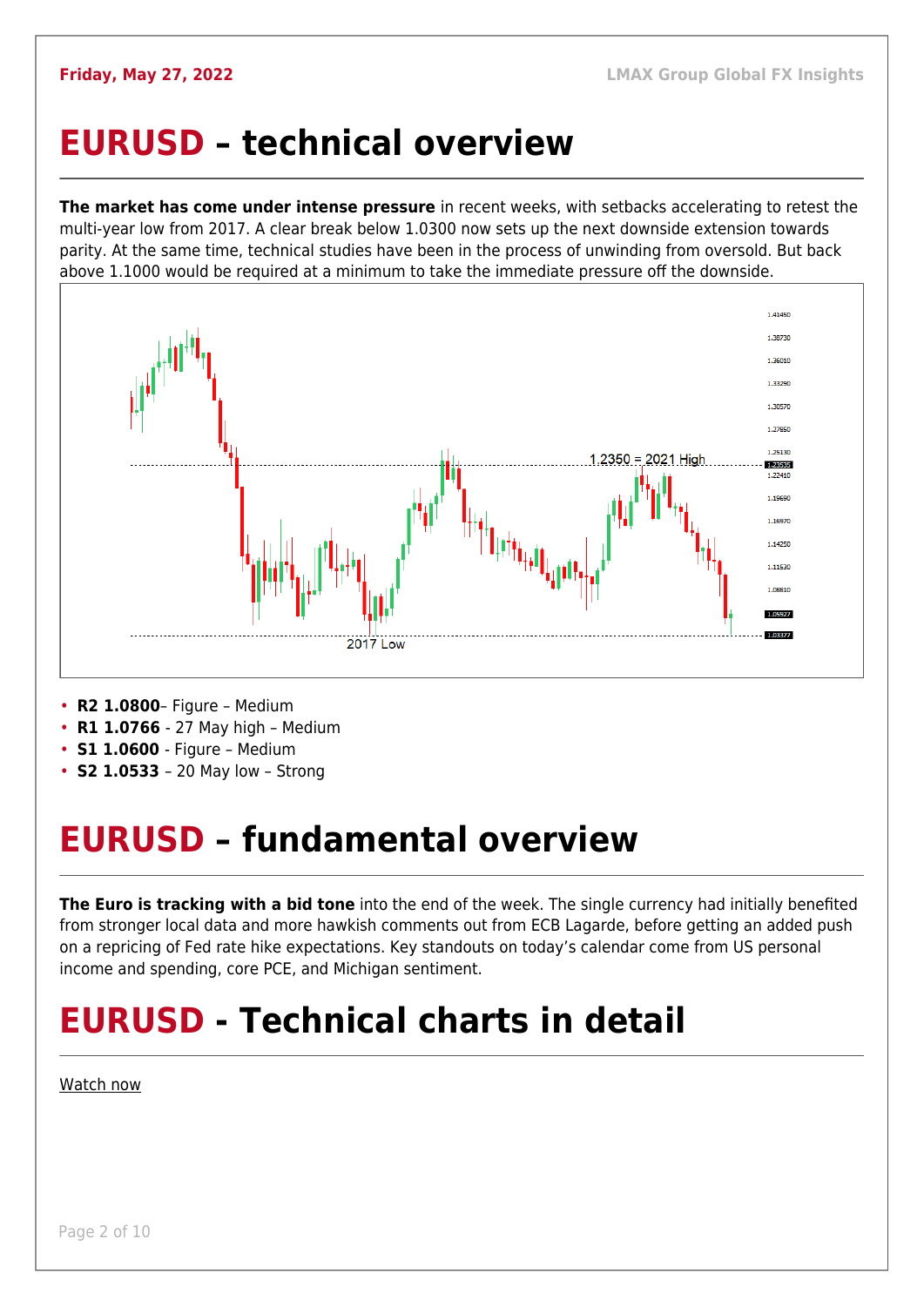# EURUSD – technical overview

**The market has come under intense pressure** in recent weeks, with setbacks accelerating to retest the multi-year low from 2017. A clear break below 1.0300 now sets up the next downside extension towards parity. At the same time, technical studies have been in the process of unwinding from oversold. But back above 1.1000 would be required at a minimum to take the immediate pressure off the downside.

- **R2 1.0800**– Figure – Medium
- **R1 1.0766** - 27 May high – Medium
- **S1 1.0600** - Figure – Medium
- **S2 1.0533** – 20 May low – Strong

# EURUSD – fundamental overview

**The Euro is tracking with a bid tone** into the end of the week. The single currency had initially benefited from stronger local data and more hawkish comments out from ECB Lagarde, before getting an added push on a repricing of Fed rate hike expectations. Key standouts on today's calendar come from US personal income and spending, core PCE, and Michigan sentiment.

# EURUSD - Technical charts in detail

Watch now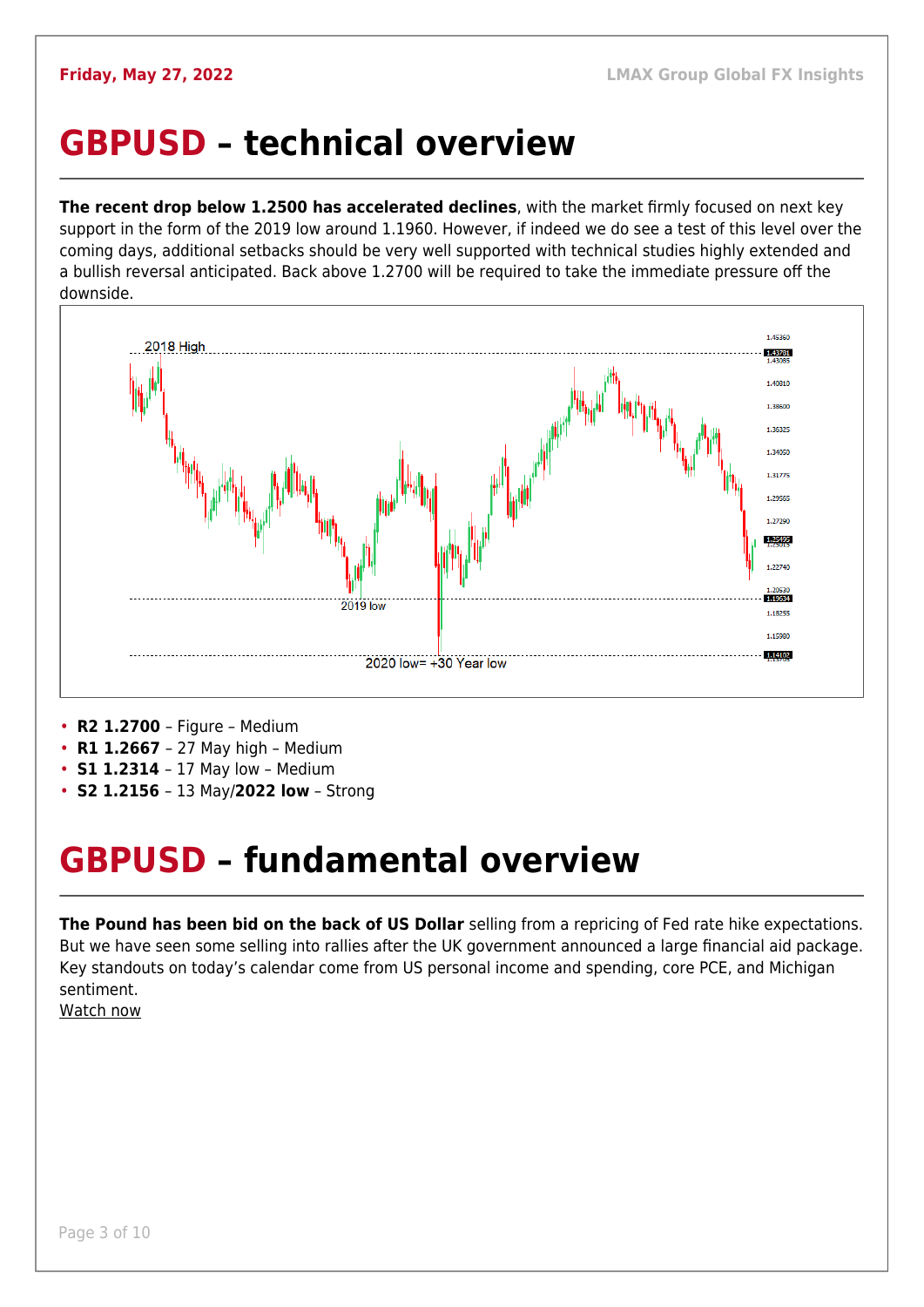# GBPUSD – technical overview

**The recent drop below 1.2500 has accelerated declines**, with the market firmly focused on next key support in the form of the 2019 low around 1.1960. However, if indeed we do see a test of this level over the coming days, additional setbacks should be very well supported with technical studies highly extended and a bullish reversal anticipated. Back above 1.2700 will be required to take the immediate pressure off the downside.

- **R2 1.2700** – Figure – Medium
- **R1 1.2667** – 27 May high – Medium
- **S1 1.2314** – 17 May low – Medium
- **S2 1.2156** – 13 May/**2022 low** – Strong

# GBPUSD – fundamental overview

**The Pound has been bid on the back of US Dollar** selling from a repricing of Fed rate hike expectations. But we have seen some selling into rallies after the UK government announced a large financial aid package. Key standouts on today's calendar come from US personal income and spending, core PCE, and Michigan sentiment.

Watch now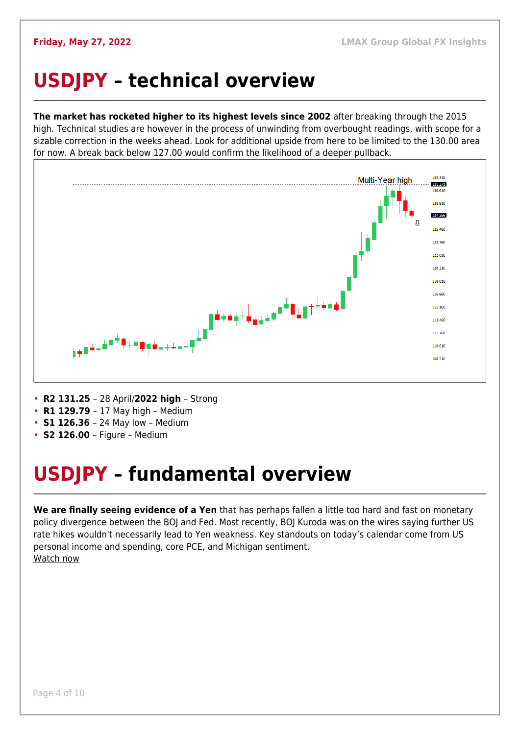# USDJPY – technical overview

**The market has rocketed higher to its highest levels since 2002** after breaking through the 2015 high. Technical studies are however in the process of unwinding from overbought readings, with scope for a sizable correction in the weeks ahead. Look for additional upside from here to be limited to the 130.00 area for now. A break back below 127.00 would confirm the likelihood of a deeper pullback.

- **R2 131.25** – 28 April/**2022 high** – Strong
- **R1 129.79** – 17 May high – Medium
- **S1 126.36** – 24 May low – Medium
- **S2 126.00** – Figure – Medium

# USDJPY – fundamental overview

**We are finally seeing evidence of a Yen** that has perhaps fallen a little too hard and fast on monetary policy divergence between the BOJ and Fed. Most recently, BOJ Kuroda was on the wires saying further US rate hikes wouldn't necessarily lead to Yen weakness. Key standouts on today's calendar come from US personal income and spending, core PCE, and Michigan sentiment.
Watch now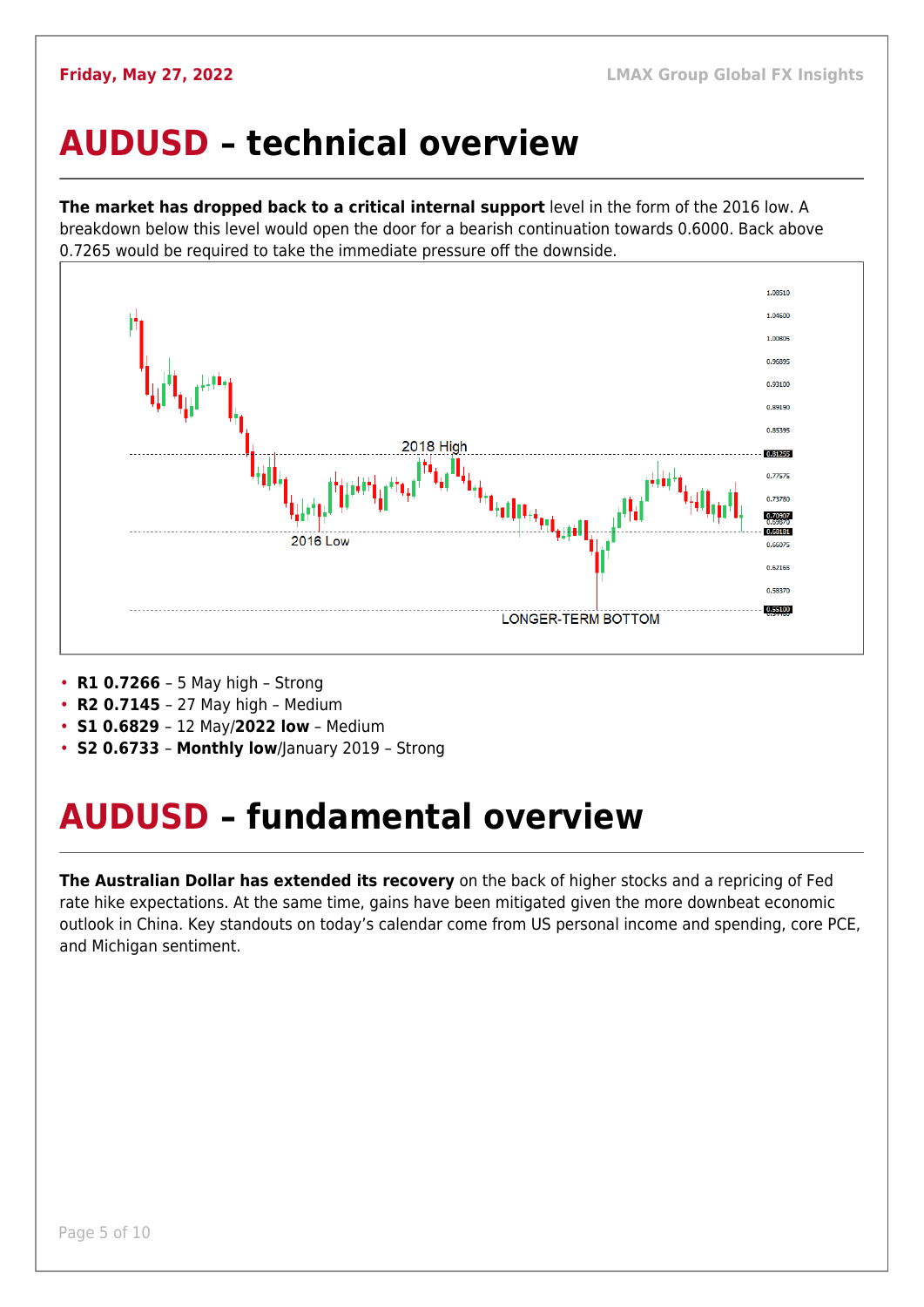# AUDUSD – technical overview

**The market has dropped back to a critical internal support** level in the form of the 2016 low. A breakdown below this level would open the door for a bearish continuation towards 0.6000. Back above 0.7265 would be required to take the immediate pressure off the downside.

- **R1 0.7266** – 5 May high – Strong
- **R2 0.7145** – 27 May high – Medium
- **S1 0.6829** – 12 May/**2022 low** – Medium
- **S2 0.6733** – **Monthly low**/January 2019 – Strong

# AUDUSD – fundamental overview

**The Australian Dollar has extended its recovery** on the back of higher stocks and a repricing of Fed rate hike expectations. At the same time, gains have been mitigated given the more downbeat economic outlook in China. Key standouts on today's calendar come from US personal income and spending, core PCE, and Michigan sentiment.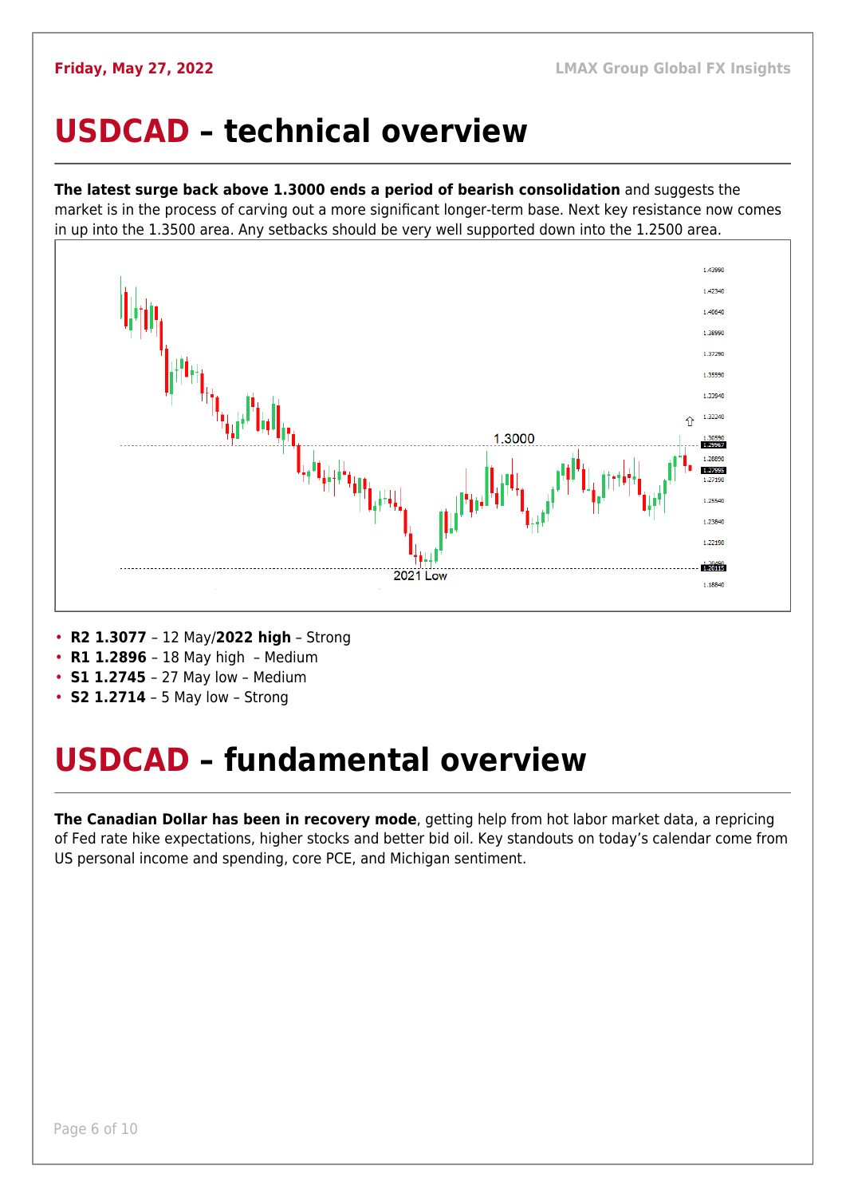# USDCAD – technical overview

**The latest surge back above 1.3000 ends a period of bearish consolidation** and suggests the market is in the process of carving out a more significant longer-term base. Next key resistance now comes in up into the 1.3500 area. Any setbacks should be very well supported down into the 1.2500 area.

- **R2 1.3077** – 12 May/**2022 high** – Strong
- **R1 1.2896** – 18 May high – Medium
- **S1 1.2745** – 27 May low – Medium
- **S2 1.2714** – 5 May low – Strong

# USDCAD – fundamental overview

**The Canadian Dollar has been in recovery mode**, getting help from hot labor market data, a repricing of Fed rate hike expectations, higher stocks and better bid oil. Key standouts on today's calendar come from US personal income and spending, core PCE, and Michigan sentiment.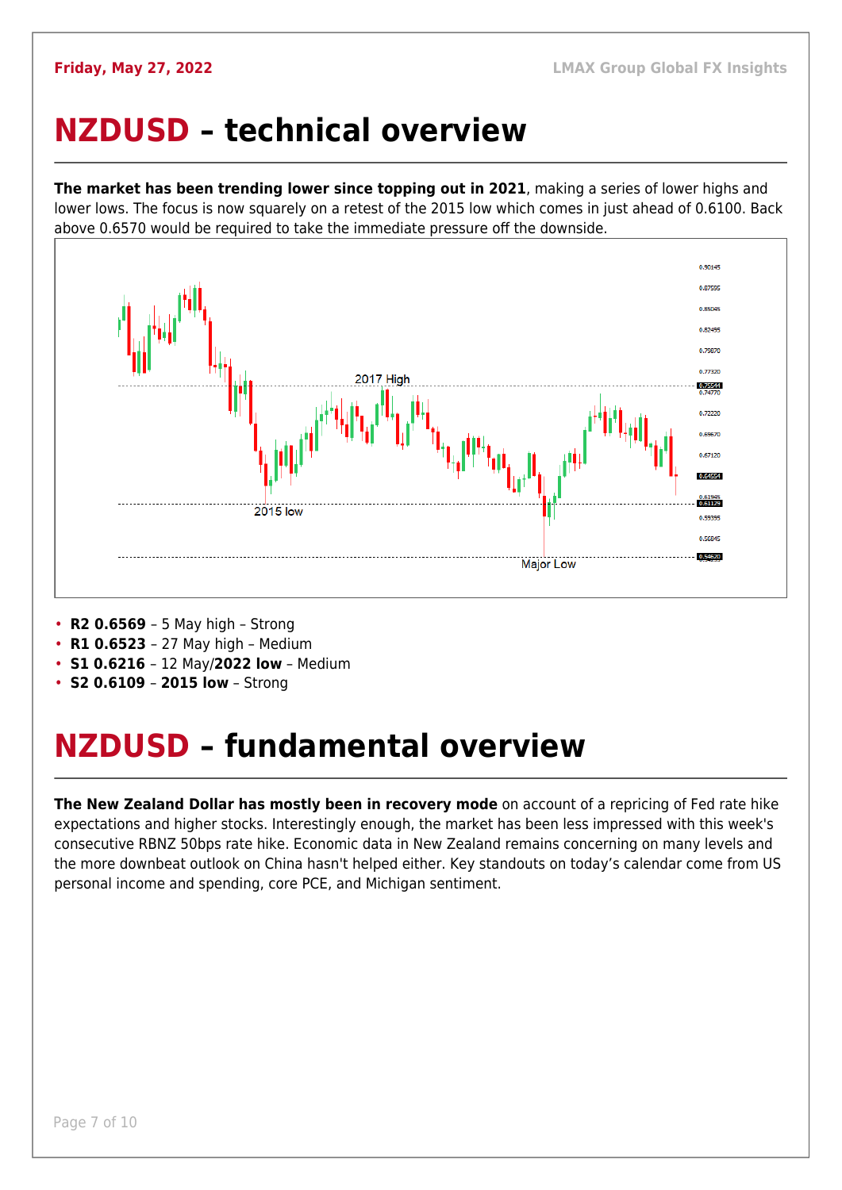# NZDUSD – technical overview

**The market has been trending lower since topping out in 2021**, making a series of lower highs and lower lows. The focus is now squarely on a retest of the 2015 low which comes in just ahead of 0.6100. Back above 0.6570 would be required to take the immediate pressure off the downside.

- **R2 0.6569** – 5 May high – Strong
- **R1 0.6523** – 27 May high – Medium
- **S1 0.6216** – 12 May/**2022 low** – Medium
- **S2 0.6109** – **2015 low** – Strong

# NZDUSD – fundamental overview

**The New Zealand Dollar has mostly been in recovery mode** on account of a repricing of Fed rate hike expectations and higher stocks. Interestingly enough, the market has been less impressed with this week's consecutive RBNZ 50bps rate hike. Economic data in New Zealand remains concerning on many levels and the more downbeat outlook on China hasn't helped either. Key standouts on today's calendar come from US personal income and spending, core PCE, and Michigan sentiment.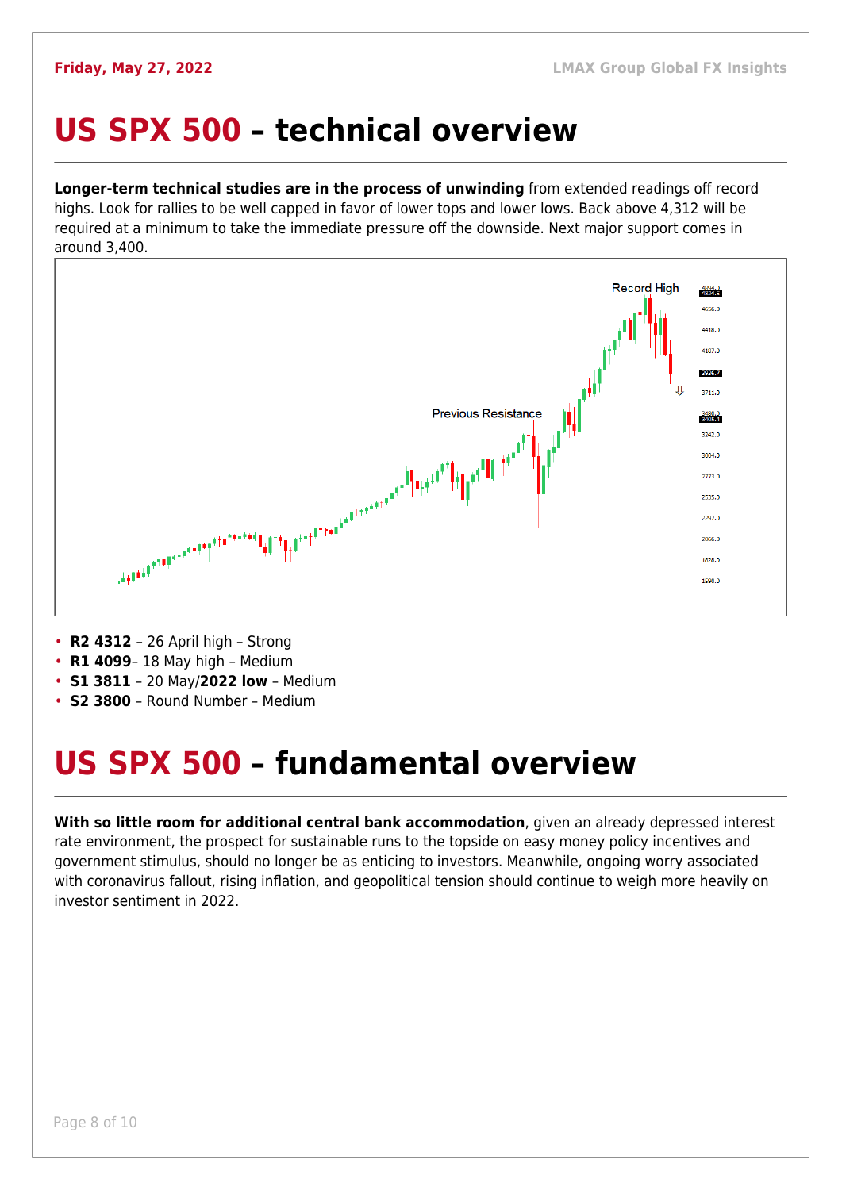# US SPX 500 – technical overview

**Longer-term technical studies are in the process of unwinding** from extended readings off record highs. Look for rallies to be well capped in favor of lower tops and lower lows. Back above 4,312 will be required at a minimum to take the immediate pressure off the downside. Next major support comes in around 3,400.

- **R2 4312** – 26 April high – Strong
- **R1 4099**– 18 May high – Medium
- **S1 3811** – 20 May/**2022 low** – Medium
- **S2 3800** – Round Number – Medium

# US SPX 500 – fundamental overview

**With so little room for additional central bank accommodation**, given an already depressed interest rate environment, the prospect for sustainable runs to the topside on easy money policy incentives and government stimulus, should no longer be as enticing to investors. Meanwhile, ongoing worry associated with coronavirus fallout, rising inflation, and geopolitical tension should continue to weigh more heavily on investor sentiment in 2022.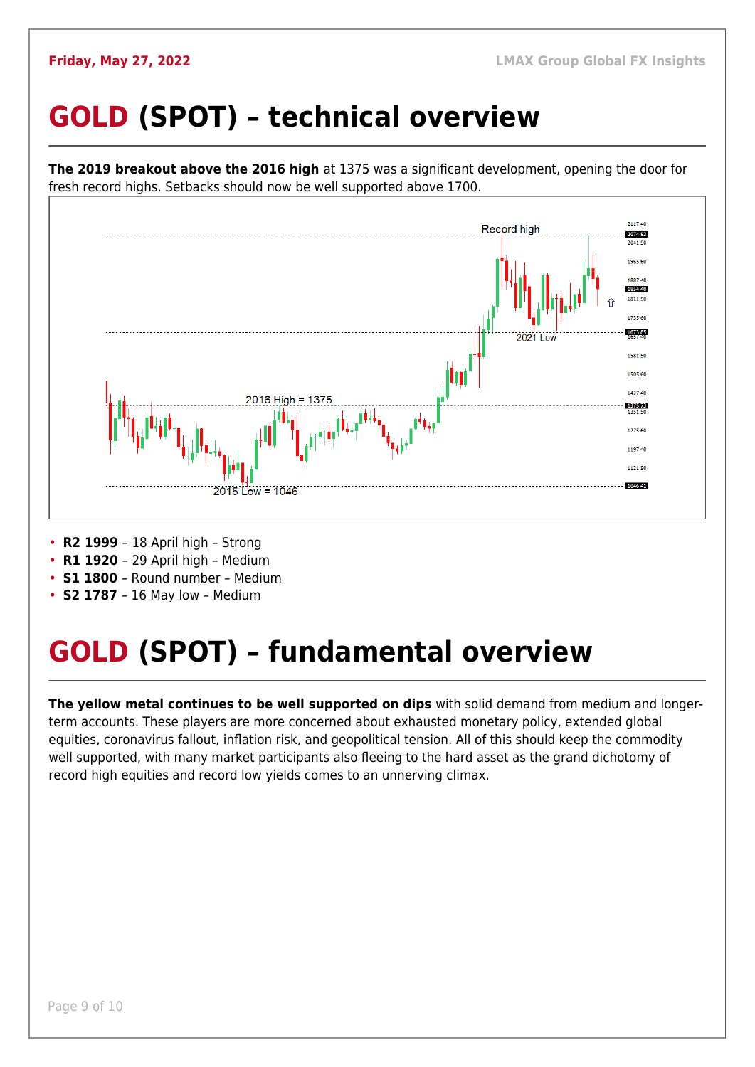# GOLD (SPOT) – technical overview

**The 2019 breakout above the 2016 high** at 1375 was a significant development, opening the door for fresh record highs. Setbacks should now be well supported above 1700.

- **R2 1999** – 18 April high – Strong
- **R1 1920** – 29 April high – Medium
- **S1 1800** – Round number – Medium
- **S2 1787** – 16 May low – Medium

# GOLD (SPOT) – fundamental overview

**The yellow metal continues to be well supported on dips** with solid demand from medium and longer-term accounts. These players are more concerned about exhausted monetary policy, extended global equities, coronavirus fallout, inflation risk, and geopolitical tension. All of this should keep the commodity well supported, with many market participants also fleeing to the hard asset as the grand dichotomy of record high equities and record low yields comes to an unnerving climax.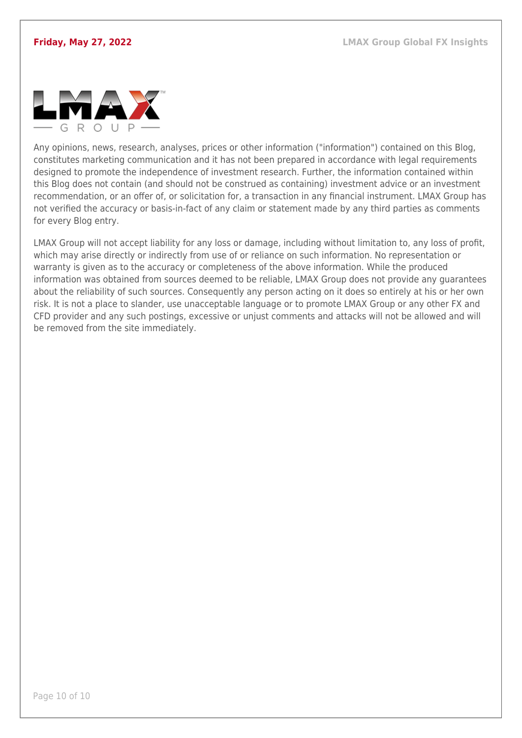Any opinions, news, research, analyses, prices or other information ("information") contained on this Blog, constitutes marketing communication and it has not been prepared in accordance with legal requirements designed to promote the independence of investment research. Further, the information contained within this Blog does not contain (and should not be construed as containing) investment advice or an investment recommendation, or an offer of, or solicitation for, a transaction in any financial instrument. LMAX Group has not verified the accuracy or basis-in-fact of any claim or statement made by any third parties as comments for every Blog entry.

LMAX Group will not accept liability for any loss or damage, including without limitation to, any loss of profit, which may arise directly or indirectly from use of or reliance on such information. No representation or warranty is given as to the accuracy or completeness of the above information. While the produced information was obtained from sources deemed to be reliable, LMAX Group does not provide any guarantees about the reliability of such sources. Consequently any person acting on it does so entirely at his or her own risk. It is not a place to slander, use unacceptable language or to promote LMAX Group or any other FX and CFD provider and any such postings, excessive or unjust comments and attacks will not be allowed and will be removed from the site immediately.